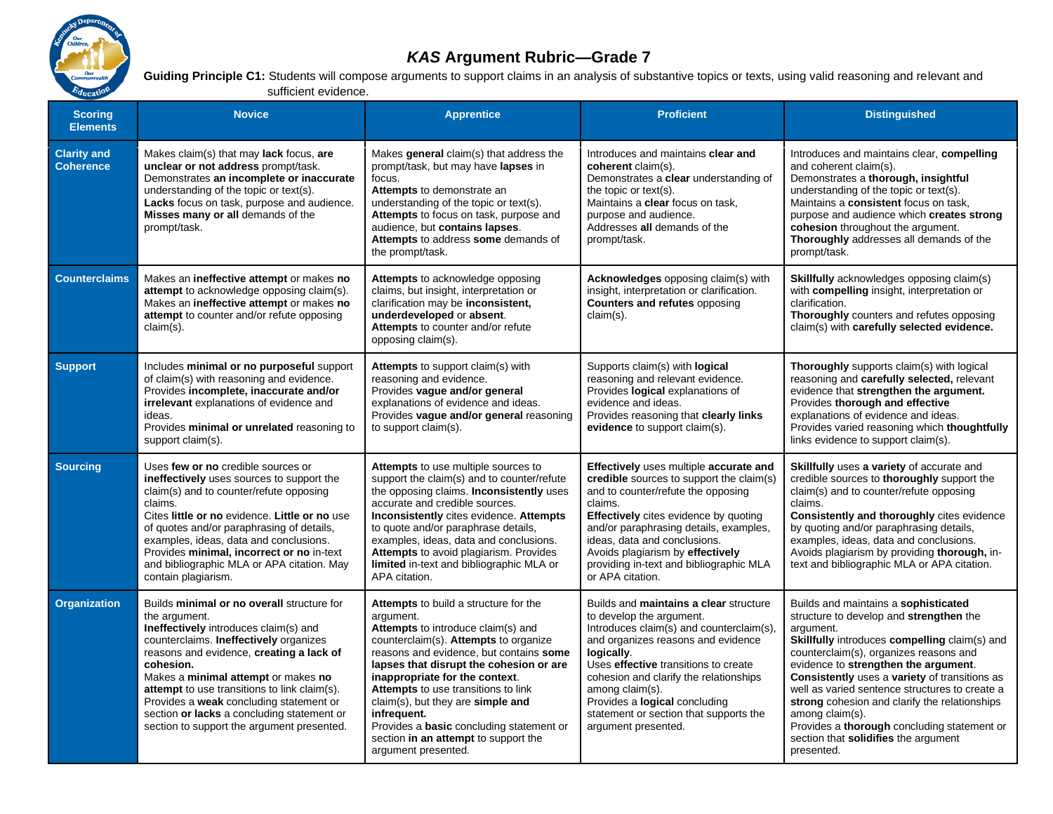# *KAS* Argument Rubric—Grade 7

**Guiding Principle C1:** Students will compose arguments to support claims in an analysis of substantive topics or texts, using valid reasoning and relevant and sufficient evidence.

| Scoring Elements | Novice | Apprentice | Proficient | Distinguished |
|---|---|---|---|---|
| **Clarity and Coherence** | Makes claim(s) that may **lack** focus, **are unclear or not address** prompt/task. Demonstrates **an incomplete or inaccurate** understanding of the topic or text(s). **Lacks** focus on task, purpose and audience. **Misses many or all** demands of the prompt/task. | Makes **general** claim(s) that address the prompt/task, but may have **lapses** in focus. **Attempts** to demonstrate an understanding of the topic or text(s). **Attempts** to focus on task, purpose and audience, but **contains lapses**. **Attempts** to address **some** demands of the prompt/task. | Introduces and maintains **clear and coherent** claim(s). Demonstrates a **clear** understanding of the topic or text(s). Maintains a **clear** focus on task, purpose and audience. Addresses **all** demands of the prompt/task. | Introduces and maintains clear, **compelling** and coherent claim(s). Demonstrates a **thorough, insightful** understanding of the topic or text(s). Maintains a **consistent** focus on task, purpose and audience which **creates strong cohesion** throughout the argument. **Thoroughly** addresses all demands of the prompt/task. |
| **Counterclaims** | Makes an **ineffective attempt** or makes **no attempt** to acknowledge opposing claim(s). Makes an **ineffective attempt** or makes **no attempt** to counter and/or refute opposing claim(s). | **Attempts** to acknowledge opposing claims, but insight, interpretation or clarification may be **inconsistent, underdeveloped** or **absent**. **Attempts** to counter and/or refute opposing claim(s). | **Acknowledges** opposing claim(s) with insight, interpretation or clarification. **Counters and refutes** opposing claim(s). | **Skillfully** acknowledges opposing claim(s) with **compelling** insight, interpretation or clarification. **Thoroughly** counters and refutes opposing claim(s) with **carefully selected evidence.** |
| **Support** | Includes **minimal or no purposeful** support of claim(s) with reasoning and evidence. Provides **incomplete, inaccurate and/or irrelevant** explanations of evidence and ideas. Provides **minimal or unrelated** reasoning to support claim(s). | **Attempts** to support claim(s) with reasoning and evidence. Provides **vague and/or general** explanations of evidence and ideas. Provides **vague and/or general** reasoning to support claim(s). | Supports claim(s) with **logical** reasoning and relevant evidence. Provides **logical** explanations of evidence and ideas. Provides reasoning that **clearly links evidence** to support claim(s). | **Thoroughly** supports claim(s) with logical reasoning and **carefully selected,** relevant evidence that **strengthen the argument.** Provides **thorough and effective** explanations of evidence and ideas. Provides varied reasoning which **thoughtfully** links evidence to support claim(s). |
| **Sourcing** | Uses **few or no** credible sources or **ineffectively** uses sources to support the claim(s) and to counter/refute opposing claims. Cites **little or no** evidence. **Little or no** use of quotes and/or paraphrasing of details, examples, ideas, data and conclusions. Provides **minimal, incorrect or no** in-text and bibliographic MLA or APA citation. May contain plagiarism. | **Attempts** to use multiple sources to support the claim(s) and to counter/refute the opposing claims. **Inconsistently** uses accurate and credible sources. **Inconsistently** cites evidence. **Attempts** to quote and/or paraphrase details, examples, ideas, data and conclusions. **Attempts** to avoid plagiarism. Provides **limited** in-text and bibliographic MLA or APA citation. | **Effectively** uses multiple **accurate and credible** sources to support the claim(s) and to counter/refute the opposing claims. **Effectively** cites evidence by quoting and/or paraphrasing details, examples, ideas, data and conclusions. Avoids plagiarism by **effectively** providing in-text and bibliographic MLA or APA citation. | **Skillfully** uses **a variety** of accurate and credible sources to **thoroughly** support the claim(s) and to counter/refute opposing claims. **Consistently and thoroughly** cites evidence by quoting and/or paraphrasing details, examples, ideas, data and conclusions. Avoids plagiarism by providing **thorough,** in-text and bibliographic MLA or APA citation. |
| **Organization** | Builds **minimal or no overall** structure for the argument. **Ineffectively** introduces claim(s) and counterclaims. **Ineffectively** organizes reasons and evidence, **creating a lack of cohesion.** Makes a **minimal attempt** or makes **no attempt** to use transitions to link claim(s). Provides a **weak** concluding statement or section **or lacks** a concluding statement or section to support the argument presented. | **Attempts** to build a structure for the argument. **Attempts** to introduce claim(s) and counterclaim(s). **Attempts** to organize reasons and evidence, but contains **some lapses that disrupt the cohesion or are inappropriate for the context**. **Attempts** to use transitions to link claim(s), but they are **simple and infrequent.** Provides a **basic** concluding statement or section **in an attempt** to support the argument presented. | Builds and **maintains a clear** structure to develop the argument. Introduces claim(s) and counterclaim(s), and organizes reasons and evidence **logically**. Uses **effective** transitions to create cohesion and clarify the relationships among claim(s). Provides a **logical** concluding statement or section that supports the argument presented. | Builds and maintains a **sophisticated** structure to develop and **strengthen** the argument. **Skillfully** introduces **compelling** claim(s) and counterclaim(s), organizes reasons and evidence to **strengthen the argument**. **Consistently** uses a **variety** of transitions as well as varied sentence structures to create a **strong** cohesion and clarify the relationships among claim(s). Provides a **thorough** concluding statement or section that **solidifies** the argument presented. |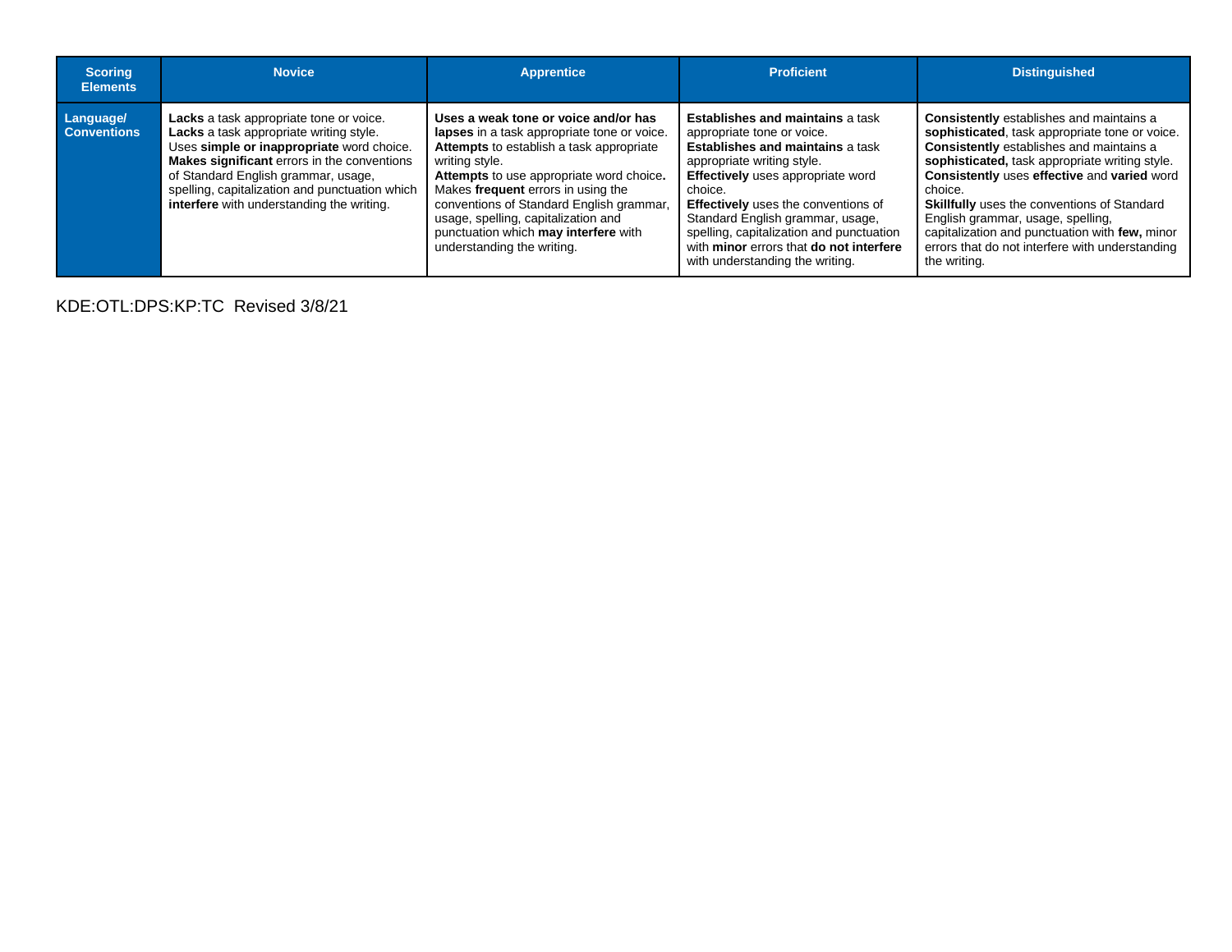| Scoring Elements | Novice | Apprentice | Proficient | Distinguished |
|---|---|---|---|---|
| **Language/ Conventions** | **Lacks** a task appropriate tone or voice. **Lacks** a task appropriate writing style. Uses **simple or inappropriate** word choice. **Makes significant** errors in the conventions of Standard English grammar, usage, spelling, capitalization and punctuation which **interfere** with understanding the writing. | **Uses a weak tone or voice and/or has lapses** in a task appropriate tone or voice. **Attempts** to establish a task appropriate writing style. **Attempts** to use appropriate word choice**.** Makes **frequent** errors in using the conventions of Standard English grammar, usage, spelling, capitalization and punctuation which **may interfere** with understanding the writing. | **Establishes and maintains** a task appropriate tone or voice. **Establishes and maintains** a task appropriate writing style. **Effectively** uses appropriate word choice. **Effectively** uses the conventions of Standard English grammar, usage, spelling, capitalization and punctuation with **minor** errors that **do not interfere** with understanding the writing. | **Consistently** establishes and maintains a **sophisticated**, task appropriate tone or voice. **Consistently** establishes and maintains a **sophisticated,** task appropriate writing style. **Consistently** uses **effective** and **varied** word choice. **Skillfully** uses the conventions of Standard English grammar, usage, spelling, capitalization and punctuation with **few,** minor errors that do not interfere with understanding the writing. |

KDE:OTL:DPS:KP:TC Revised 3/8/21